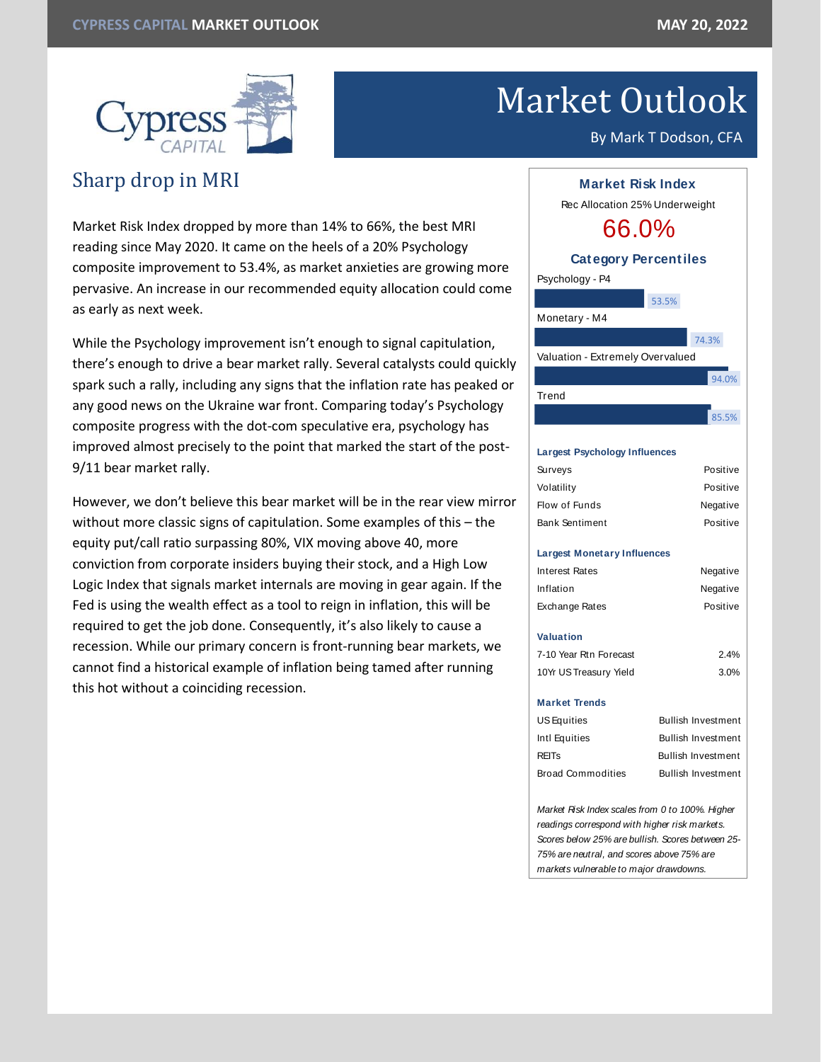# Market Outlook

By Mark T Dodson, CFA

## Sharp drop in MRI

Market Risk Index dropped by more than 14% to 66%, the best MRI reading since May 2020. It came on the heels of a 20% Psychology composite improvement to 53.4%, as market anxieties are growing more pervasive. An increase in our recommended equity allocation could come as early as next week.

While the Psychology improvement isn't enough to signal capitulation, there's enough to drive a bear market rally. Several catalysts could quickly spark such a rally, including any signs that the inflation rate has peaked or any good news on the Ukraine war front. Comparing today's Psychology composite progress with the dot-com speculative era, psychology has improved almost precisely to the point that marked the start of the post-9/11 bear market rally.

However, we don't believe this bear market will be in the rear view mirror without more classic signs of capitulation. Some examples of this – the equity put/call ratio surpassing 80%, VIX moving above 40, more conviction from corporate insiders buying their stock, and a High Low Logic Index that signals market internals are moving in gear again. If the Fed is using the wealth effect as a tool to reign in inflation, this will be required to get the job done. Consequently, it's also likely to cause a recession. While our primary concern is front-running bear markets, we cannot find a historical example of inflation being tamed after running this hot without a coinciding recession.

### Market Risk Index

Rec Allocation 25% Underweight

**66.0%**

### Category Percentiles

| Category | Percentile |
|---|---|
| Psychology - P4 | 53.5% |
| Monetary - M4 | 74.3% |
| Valuation - Extremely Overvalued | 94.0% |
| Trend | 85.5% |

**Largest Psychology Influences**

| | |
|---|---|
| Surveys | Positive |
| Volatility | Positive |
| Flow of Funds | Negative |
| Bank Sentiment | Positive |

**Largest Monetary Influences**

| | |
|---|---|
| Interest Rates | Negative |
| Inflation | Negative |
| Exchange Rates | Positive |

**Valuation**

| | |
|---|---|
| 7-10 Year Rtn Forecast | 2.4% |
| 10Yr US Treasury Yield | 3.0% |

**Market Trends**

| | |
|---|---|
| US Equities | Bullish Investment |
| Intl Equities | Bullish Investment |
| REITs | Bullish Investment |
| Broad Commodities | Bullish Investment |

*Market Risk Index scales from 0 to 100%. Higher readings correspond with higher risk markets. Scores below 25% are bullish. Scores between 25-75% are neutral, and scores above 75% are markets vulnerable to major drawdowns.*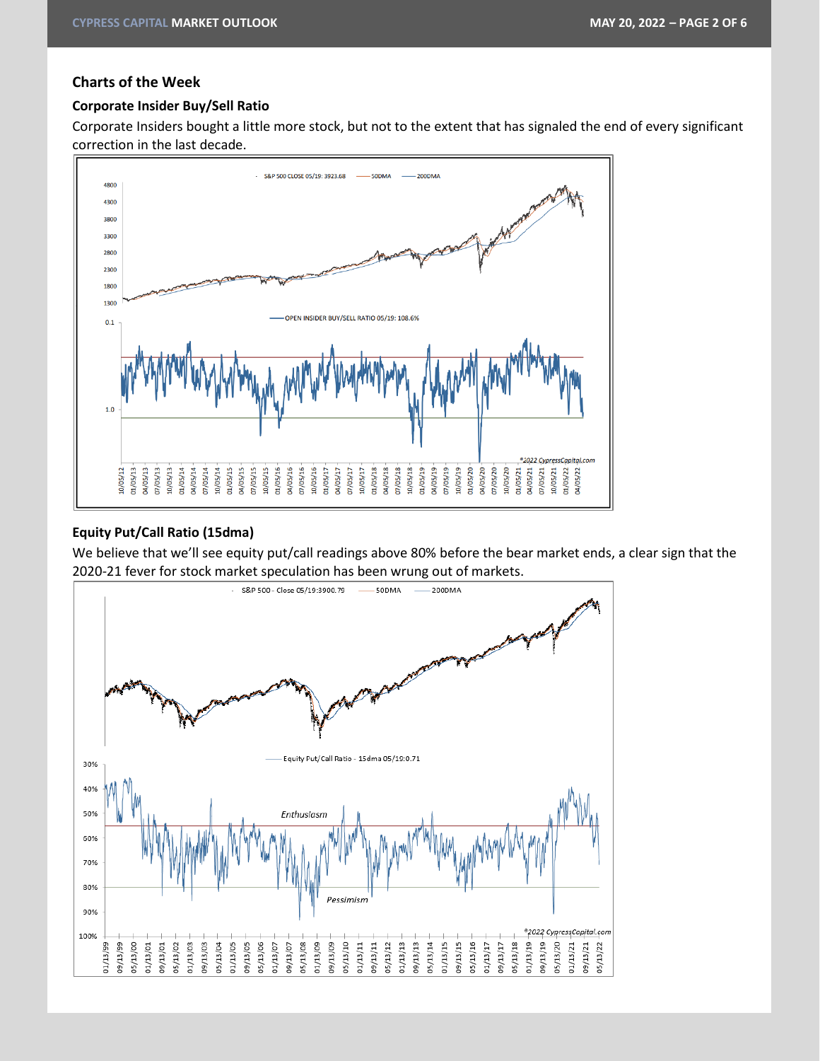### Charts of the Week

#### Corporate Insider Buy/Sell Ratio

Corporate Insiders bought a little more stock, but not to the extent that has signaled the end of every significant correction in the last decade.

#### Equity Put/Call Ratio (15dma)

We believe that we'll see equity put/call readings above 80% before the bear market ends, a clear sign that the 2020-21 fever for stock market speculation has been wrung out of markets.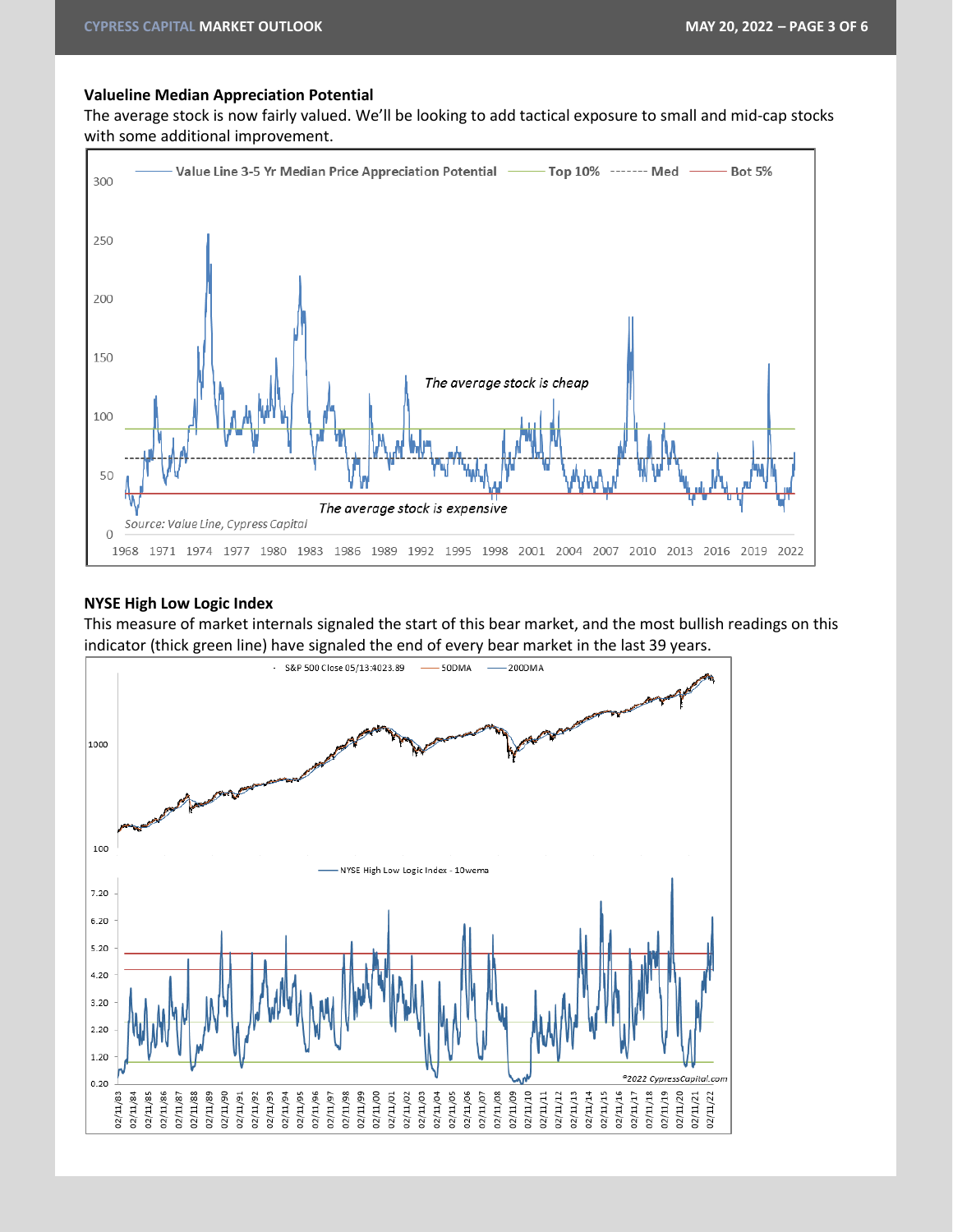**Valueline Median Appreciation Potential**

The average stock is now fairly valued. We'll be looking to add tactical exposure to small and mid-cap stocks with some additional improvement.

**NYSE High Low Logic Index**

This measure of market internals signaled the start of this bear market, and the most bullish readings on this indicator (thick green line) have signaled the end of every bear market in the last 39 years.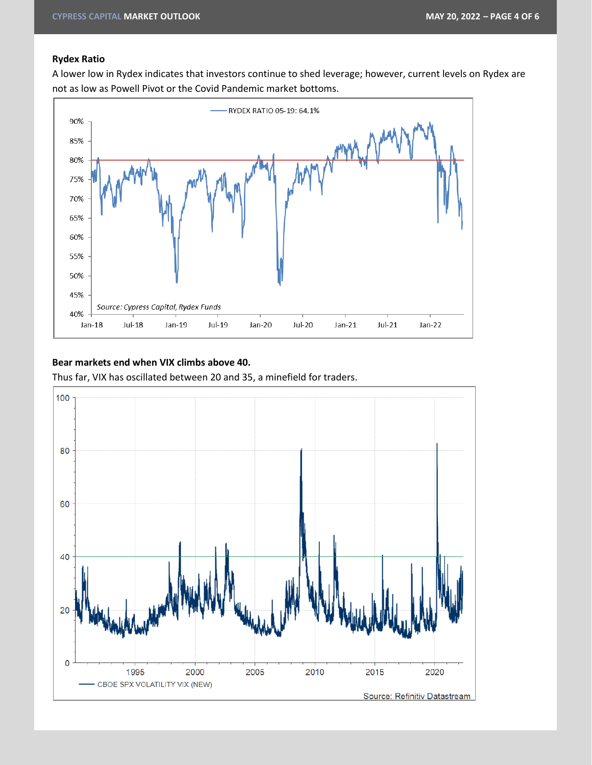**Rydex Ratio**

A lower low in Rydex indicates that investors continue to shed leverage; however, current levels on Rydex are not as low as Powell Pivot or the Covid Pandemic market bottoms.

**Bear markets end when VIX climbs above 40.**

Thus far, VIX has oscillated between 20 and 35, a minefield for traders.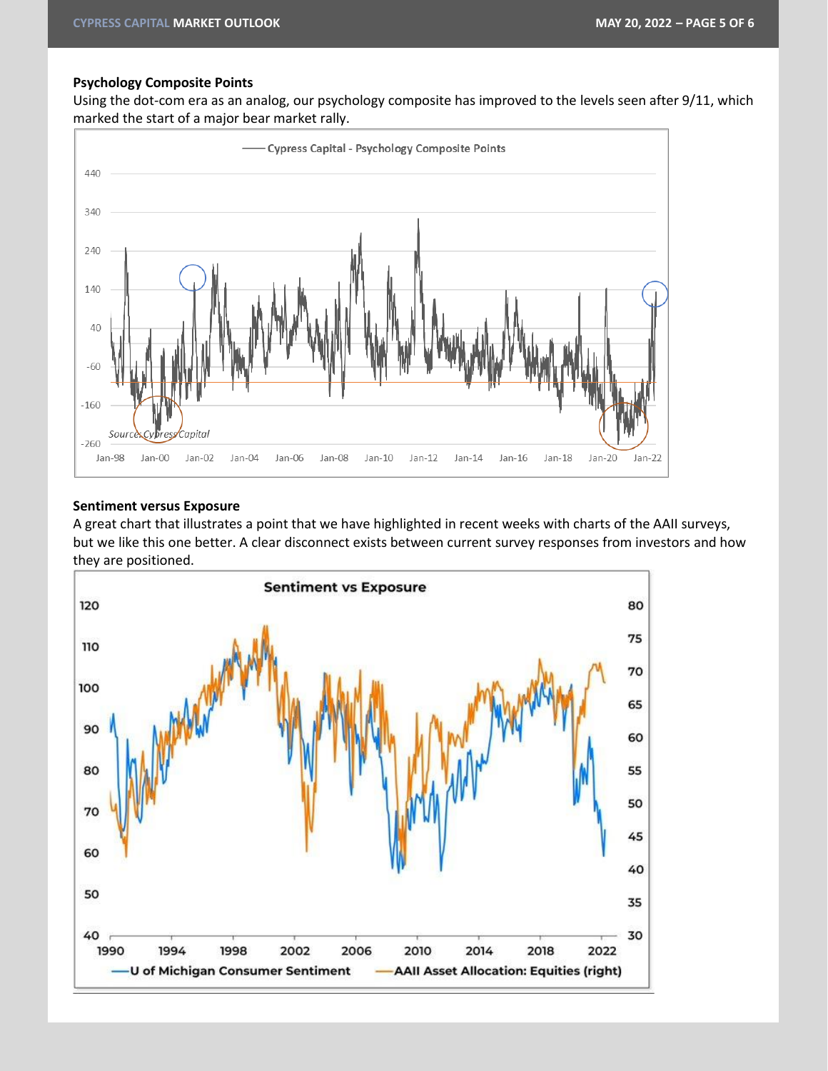**Psychology Composite Points**

Using the dot-com era as an analog, our psychology composite has improved to the levels seen after 9/11, which marked the start of a major bear market rally.

**Sentiment versus Exposure**

A great chart that illustrates a point that we have highlighted in recent weeks with charts of the AAII surveys, but we like this one better. A clear disconnect exists between current survey responses from investors and how they are positioned.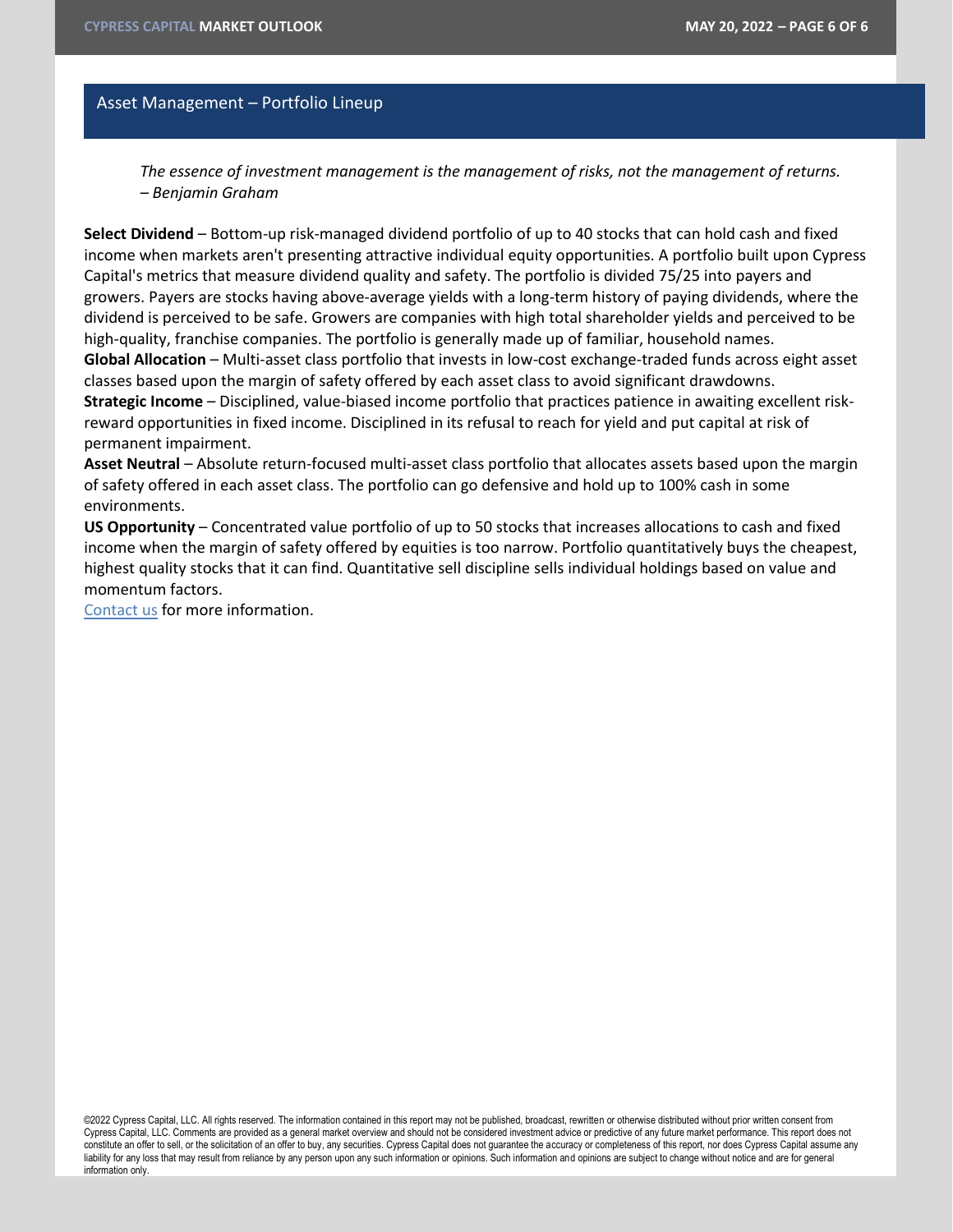## Asset Management – Portfolio Lineup

*The essence of investment management is the management of risks, not the management of returns. – Benjamin Graham*

**Select Dividend** – Bottom-up risk-managed dividend portfolio of up to 40 stocks that can hold cash and fixed income when markets aren't presenting attractive individual equity opportunities. A portfolio built upon Cypress Capital's metrics that measure dividend quality and safety. The portfolio is divided 75/25 into payers and growers. Payers are stocks having above-average yields with a long-term history of paying dividends, where the dividend is perceived to be safe. Growers are companies with high total shareholder yields and perceived to be high-quality, franchise companies. The portfolio is generally made up of familiar, household names.

**Global Allocation** – Multi-asset class portfolio that invests in low-cost exchange-traded funds across eight asset classes based upon the margin of safety offered by each asset class to avoid significant drawdowns.

**Strategic Income** – Disciplined, value-biased income portfolio that practices patience in awaiting excellent risk-reward opportunities in fixed income. Disciplined in its refusal to reach for yield and put capital at risk of permanent impairment.

**Asset Neutral** – Absolute return-focused multi-asset class portfolio that allocates assets based upon the margin of safety offered in each asset class. The portfolio can go defensive and hold up to 100% cash in some environments.

**US Opportunity** – Concentrated value portfolio of up to 50 stocks that increases allocations to cash and fixed income when the margin of safety offered by equities is too narrow. Portfolio quantitatively buys the cheapest, highest quality stocks that it can find. Quantitative sell discipline sells individual holdings based on value and momentum factors.

Contact us for more information.

©2022 Cypress Capital, LLC. All rights reserved. The information contained in this report may not be published, broadcast, rewritten or otherwise distributed without prior written consent from Cypress Capital, LLC. Comments are provided as a general market overview and should not be considered investment advice or predictive of any future market performance. This report does not constitute an offer to sell, or the solicitation of an offer to buy, any securities. Cypress Capital does not guarantee the accuracy or completeness of this report, nor does Cypress Capital assume any liability for any loss that may result from reliance by any person upon any such information or opinions. Such information and opinions are subject to change without notice and are for general information only.